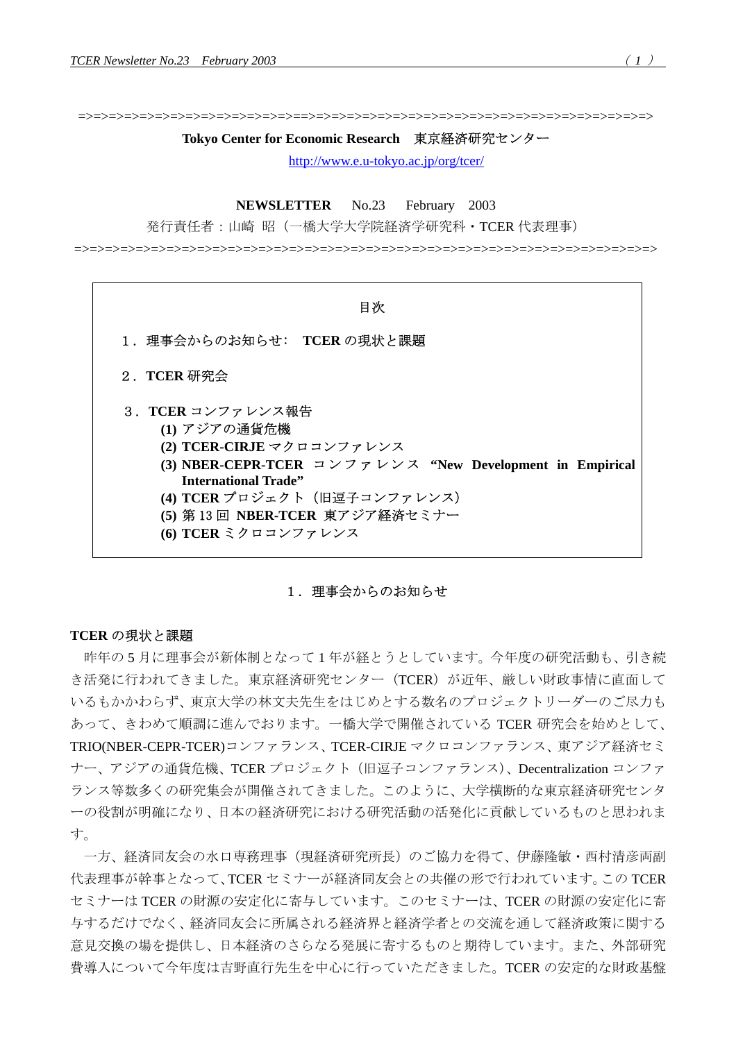=>=>=>=>=>=>=>=>=>=>=>=>=>=>=>=>=>=>=>=>=>=>=>=>=>=>=>=>=>=>=>=>=>=>=>=>=>=>=>=>=>=>=>=>=>

**Tokyo Center for Economic Research　東京経済研究センター**

http://www.e.u-tokyo.ac.jp/org/tcer/

**NEWSLETTER**　No.23　February　2003

発行責任者：山崎　昭（一橋大学大学院経済学研究科・TCER 代表理事）

=>=>=>=>=>=>=>=>=>=>=>=>=>=>=>=>=>=>=>=>=>=>=>=>=>=>=>=>=>=>=>=>=>=>=>=>=>=>=>=>=>=>=>=>=>

目次

1．理事会からのお知らせ：　**TCER の現状と課題**

2．**TCER 研究会**

3．**TCER コンファレンス報告**
- **(1)** アジアの通貨危機
- **(2) TCER-CIRJE** マクロコンファレンス
- **(3) NBER-CEPR-TCER** コンファレンス **"New Development in Empirical International Trade"**
- **(4) TCER** プロジェクト（旧逗子コンファレンス）
- **(5)** 第 13 回 **NBER-TCER** 東アジア経済セミナー
- **(6) TCER** ミクロコンファレンス

## 1．理事会からのお知らせ

### TCER の現状と課題

昨年の 5 月に理事会が新体制となって 1 年が経とうとしています。今年度の研究活動も、引き続き活発に行われてきました。東京経済研究センター（TCER）が近年、厳しい財政事情に直面しているもかかわらず、東京大学の林文夫先生をはじめとする数名のプロジェクトリーダーのご尽力もあって、きわめて順調に進んでおります。一橋大学で開催されている TCER 研究会を始めとして、TRIO(NBER-CEPR-TCER)コンファランス、TCER-CIRJE マクロコンファランス、東アジア経済セミナー、アジアの通貨危機、TCER プロジェクト（旧逗子コンファランス）、Decentralization コンファランス等数多くの研究集会が開催されてきました。このように、大学横断的な東京経済研究センターの役割が明確になり、日本の経済研究における研究活動の活発化に貢献しているものと思われます。

一方、経済同友会の水口専務理事（現経済研究所長）のご協力を得て、伊藤隆敏・西村清彦両副代表理事が幹事となって、TCER セミナーが経済同友会との共催の形で行われています。この TCER セミナーは TCER の財源の安定化に寄与しています。このセミナーは、TCER の財源の安定化に寄与するだけでなく、経済同友会に所属される経済界と経済学者との交流を通して経済政策に関する意見交換の場を提供し、日本経済のさらなる発展に寄するものと期待しています。また、外部研究費導入について今年度は吉野直行先生を中心に行っていただきました。TCER の安定的な財政基盤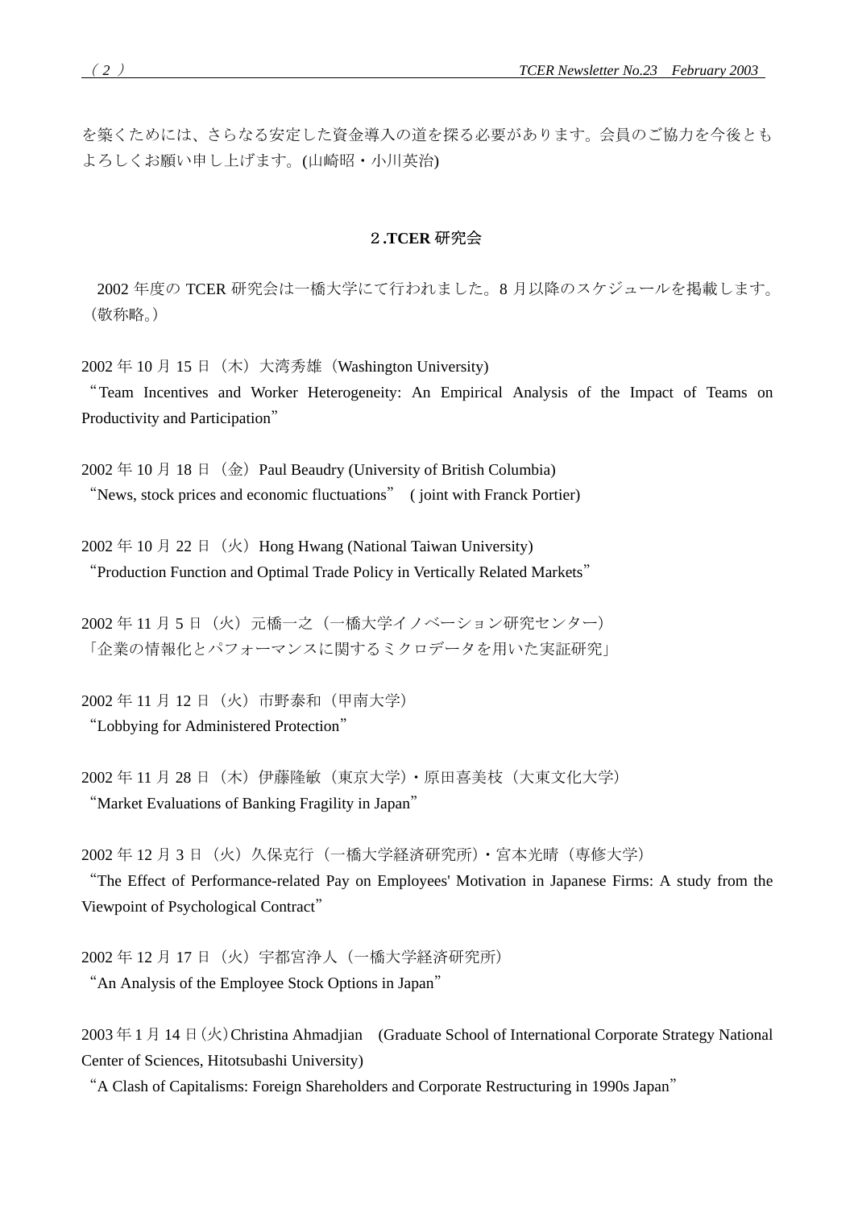を築くためには、さらなる安定した資金導入の道を探る必要があります。会員のご協力を今後ともよろしくお願い申し上げます。(山崎昭・小川英治)

## ２.TCER 研究会

2002 年度の TCER 研究会は一橋大学にて行われました。8 月以降のスケジュールを掲載します。（敬称略。）

2002 年 10 月 15 日（木）大湾秀雄（Washington University)
“Team Incentives and Worker Heterogeneity: An Empirical Analysis of the Impact of Teams on Productivity and Participation”

2002 年 10 月 18 日（金）Paul Beaudry (University of British Columbia)
“News, stock prices and economic fluctuations” ( joint with Franck Portier)

2002 年 10 月 22 日（火）Hong Hwang (National Taiwan University)
“Production Function and Optimal Trade Policy in Vertically Related Markets”

2002 年 11 月 5 日（火）元橋一之（一橋大学イノベーション研究センター）
「企業の情報化とパフォーマンスに関するミクロデータを用いた実証研究」

2002 年 11 月 12 日（火）市野泰和（甲南大学）
“Lobbying for Administered Protection”

2002 年 11 月 28 日（木）伊藤隆敏（東京大学）・原田喜美枝（大東文化大学）
“Market Evaluations of Banking Fragility in Japan”

2002 年 12 月 3 日（火）久保克行（一橋大学経済研究所）・宮本光晴（専修大学）
“The Effect of Performance-related Pay on Employees' Motivation in Japanese Firms: A study from the Viewpoint of Psychological Contract”

2002 年 12 月 17 日（火）宇都宮浄人（一橋大学経済研究所）
“An Analysis of the Employee Stock Options in Japan”

2003 年 1 月 14 日(火) Christina Ahmadjian (Graduate School of International Corporate Strategy National Center of Sciences, Hitotsubashi University)
“A Clash of Capitalisms: Foreign Shareholders and Corporate Restructuring in 1990s Japan”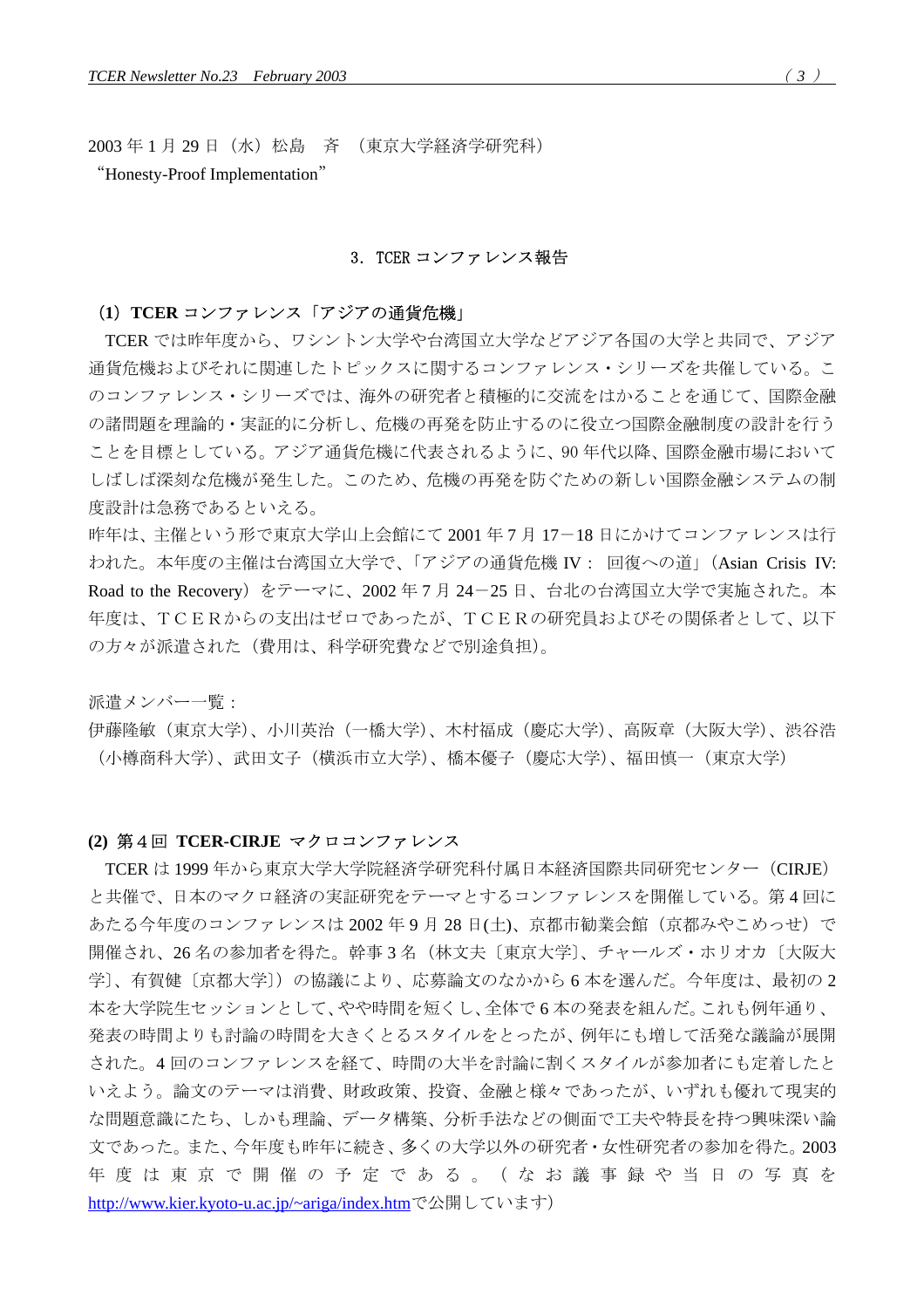2003 年 1 月 29 日（水）松島　斉　（東京大学経済学研究科）
“Honesty-Proof Implementation”

## 3．TCER コンファレンス報告

### (1) TCER コンファレンス「アジアの通貨危機」

TCER では昨年度から、ワシントン大学や台湾国立大学などアジア各国の大学と共同で、アジア通貨危機およびそれに関連したトピックスに関するコンファレンス・シリーズを共催している。このコンファレンス・シリーズでは、海外の研究者と積極的に交流をはかることを通じて、国際金融の諸問題を理論的・実証的に分析し、危機の再発を防止するのに役立つ国際金融制度の設計を行うことを目標としている。アジア通貨危機に代表されるように、90 年代以降、国際金融市場においてしばしば深刻な危機が発生した。このため、危機の再発を防ぐための新しい国際金融システムの制度設計は急務であるといえる。

昨年は、主催という形で東京大学山上会館にて 2001 年 7 月 17－18 日にかけてコンファレンスは行われた。本年度の主催は台湾国立大学で、「アジアの通貨危機 IV： 回復への道」（Asian Crisis IV: Road to the Recovery）をテーマに、2002 年 7 月 24－25 日、台北の台湾国立大学で実施された。本年度は、ＴＣＥＲからの支出はゼロであったが、ＴＣＥＲの研究員およびその関係者として、以下の方々が派遣された（費用は、科学研究費などで別途負担）。

派遣メンバー一覧：

伊藤隆敏（東京大学）、小川英治（一橋大学）、木村福成（慶応大学）、高阪章（大阪大学）、渋谷浩（小樽商科大学）、武田文子（横浜市立大学）、橋本優子（慶応大学）、福田慎一（東京大学）

### (2) 第４回 TCER-CIRJE マクロコンファレンス

TCER は 1999 年から東京大学大学院経済学研究科付属日本経済国際共同研究センター（CIRJE）と共催で、日本のマクロ経済の実証研究をテーマとするコンファレンスを開催している。第 4 回にあたる今年度のコンファレンスは 2002 年 9 月 28 日(土)、京都市勧業会館（京都みやこめっせ）で開催され、26 名の参加者を得た。幹事 3 名（林文夫〔東京大学〕、チャールズ・ホリオカ〔大阪大学〕、有賀健〔京都大学〕）の協議により、応募論文のなかから 6 本を選んだ。今年度は、最初の 2 本を大学院生セッションとして、やや時間を短くし、全体で 6 本の発表を組んだ。これも例年通り、発表の時間よりも討論の時間を大きくとるスタイルをとったが、例年にも増して活発な議論が展開された。4 回のコンファレンスを経て、時間の大半を討論に割くスタイルが参加者にも定着したといえよう。論文のテーマは消費、財政政策、投資、金融と様々であったが、いずれも優れて現実的な問題意識にたち、しかも理論、データ構築、分析手法などの側面で工夫や特長を持つ興味深い論文であった。また、今年度も昨年に続き、多くの大学以外の研究者・女性研究者の参加を得た。2003 年度は東京で開催の予定である。（なお議事録や当日の写真を http://www.kier.kyoto-u.ac.jp/~ariga/index.htm で公開しています）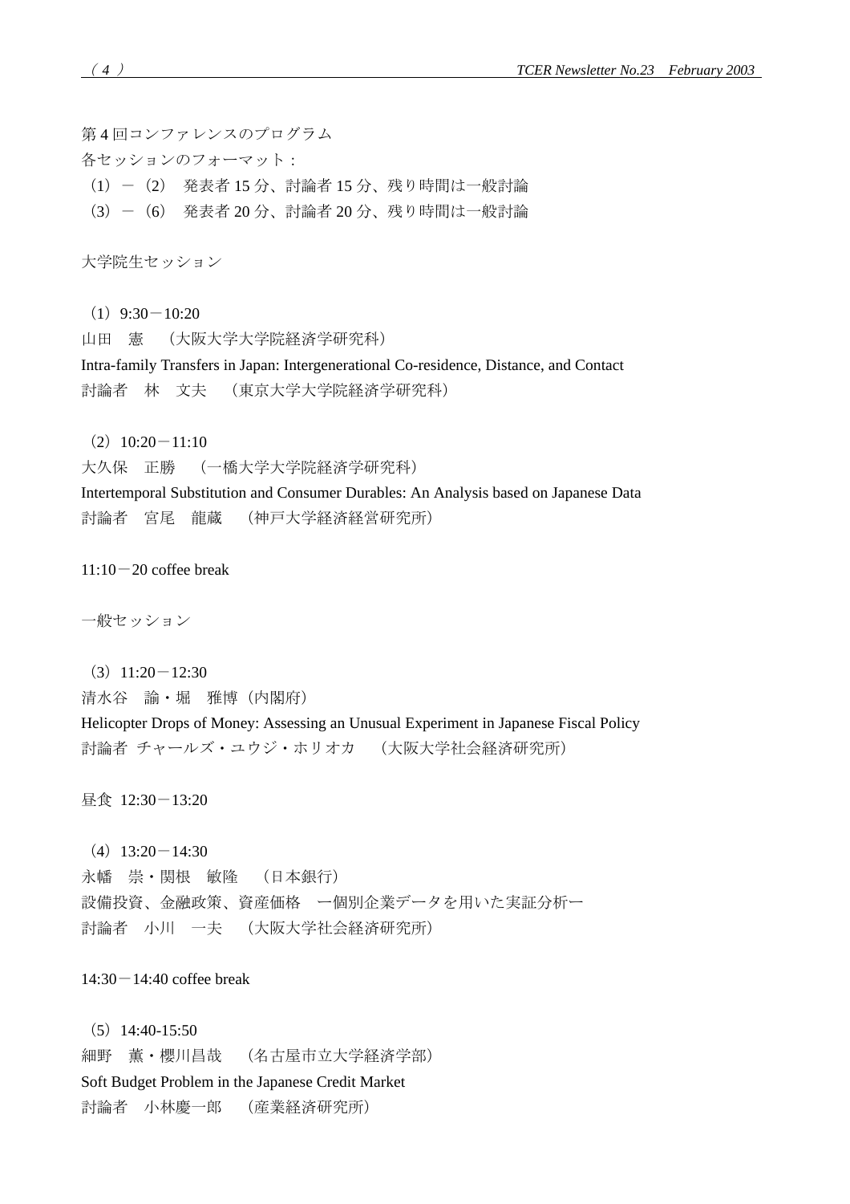第4回コンファレンスのプログラム

各セッションのフォーマット：

（1）－（2） 発表者15分、討論者15分、残り時間は一般討論

（3）－（6） 発表者20分、討論者20分、残り時間は一般討論

大学院生セッション

（1）9:30－10:20

山田　憲　（大阪大学大学院経済学研究科）

Intra-family Transfers in Japan: Intergenerational Co-residence, Distance, and Contact

討論者　林　文夫　（東京大学大学院経済学研究科）

（2）10:20－11:10

大久保　正勝　（一橋大学大学院経済学研究科）

Intertemporal Substitution and Consumer Durables: An Analysis based on Japanese Data

討論者　宮尾　龍蔵　（神戸大学経済経営研究所）

11:10－20 coffee break

一般セッション

（3）11:20－12:30

清水谷　諭・堀　雅博（内閣府）

Helicopter Drops of Money: Assessing an Unusual Experiment in Japanese Fiscal Policy

討論者 チャールズ・ユウジ・ホリオカ　（大阪大学社会経済研究所）

昼食 12:30－13:20

（4）13:20－14:30

永幡　崇・関根　敏隆　（日本銀行）

設備投資、金融政策、資産価格　―個別企業データを用いた実証分析―

討論者　小川　一夫　（大阪大学社会経済研究所）

14:30－14:40 coffee break

（5）14:40-15:50

細野　薫・櫻川昌哉　（名古屋市立大学経済学部）

Soft Budget Problem in the Japanese Credit Market

討論者　小林慶一郎　（産業経済研究所）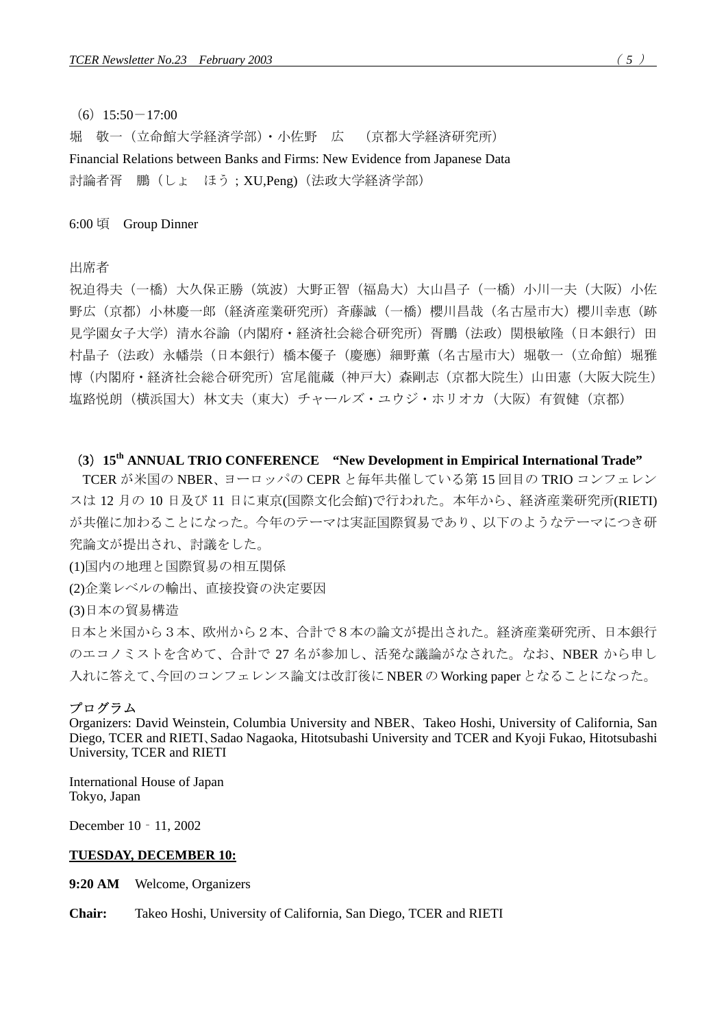（6）15:50－17:00

堀　敬一（立命館大学経済学部）・小佐野　広　（京都大学経済研究所）

Financial Relations between Banks and Firms: New Evidence from Japanese Data

討論者胥　鵬（しょ　ほう；XU,Peng）（法政大学経済学部）

6:00 頃　Group Dinner

出席者

祝迫得夫（一橋）大久保正勝（筑波）大野正智（福島大）大山昌子（一橋）小川一夫（大阪）小佐野広（京都）小林慶一郎（経済産業研究所）斉藤誠（一橋）櫻川昌哉（名古屋市大）櫻川幸恵（跡見学園女子大学）清水谷諭（内閣府・経済社会総合研究所）胥鵬（法政）関根敏隆（日本銀行）田村晶子（法政）永幡崇（日本銀行）橋本優子（慶應）細野薫（名古屋市大）堀敬一（立命館）堀雅博（内閣府・経済社会総合研究所）宮尾龍蔵（神戸大）森剛志（京都大院生）山田憲（大阪大院生）塩路悦朗（横浜国大）林文夫（東大）チャールズ・ユウジ・ホリオカ（大阪）有賀健（京都）

### （3）15th ANNUAL TRIO CONFERENCE　“New Development in Empirical International Trade”

TCER が米国の NBER、ヨーロッパの CEPR と毎年共催している第 15 回目の TRIO コンフェレンスは 12 月の 10 日及び 11 日に東京(国際文化会館)で行われた。本年から、経済産業研究所(RIETI)が共催に加わることになった。今年のテーマは実証国際貿易であり、以下のようなテーマにつき研究論文が提出され、討議をした。

(1)国内の地理と国際貿易の相互関係

(2)企業レベルの輸出、直接投資の決定要因

(3)日本の貿易構造

日本と米国から３本、欧州から２本、合計で８本の論文が提出された。経済産業研究所、日本銀行のエコノミストを含めて、合計で 27 名が参加し、活発な議論がなされた。なお、NBER から申し入れに答えて､今回のコンフェレンス論文は改訂後に NBER の Working paper となることになった。

プログラム

Organizers: David Weinstein, Columbia University and NBER、Takeo Hoshi, University of California, San Diego, TCER and RIETI､Sadao Nagaoka, Hitotsubashi University and TCER and Kyoji Fukao, Hitotsubashi University, TCER and RIETI

International House of Japan
Tokyo, Japan

December 10‐11, 2002

**TUESDAY, DECEMBER 10:**

**9:20 AM**　Welcome, Organizers

**Chair:**　Takeo Hoshi, University of California, San Diego, TCER and RIETI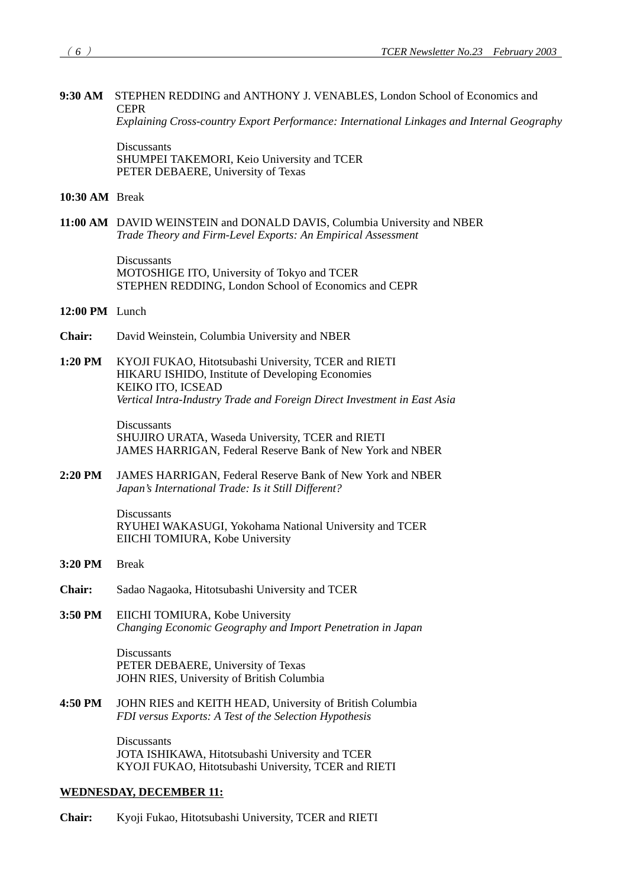**9:30 AM** STEPHEN REDDING and ANTHONY J. VENABLES, London School of Economics and CEPR
*Explaining Cross-country Export Performance: International Linkages and Internal Geography*

Discussants
SHUMPEI TAKEMORI, Keio University and TCER
PETER DEBAERE, University of Texas

**10:30 AM** Break

**11:00 AM** DAVID WEINSTEIN and DONALD DAVIS, Columbia University and NBER
*Trade Theory and Firm-Level Exports: An Empirical Assessment*

Discussants
MOTOSHIGE ITO, University of Tokyo and TCER
STEPHEN REDDING, London School of Economics and CEPR

**12:00 PM** Lunch

**Chair:** David Weinstein, Columbia University and NBER

**1:20 PM** KYOJI FUKAO, Hitotsubashi University, TCER and RIETI
HIKARU ISHIDO, Institute of Developing Economies
KEIKO ITO, ICSEAD
*Vertical Intra-Industry Trade and Foreign Direct Investment in East Asia*

Discussants
SHUJIRO URATA, Waseda University, TCER and RIETI
JAMES HARRIGAN, Federal Reserve Bank of New York and NBER

**2:20 PM** JAMES HARRIGAN, Federal Reserve Bank of New York and NBER
*Japan's International Trade: Is it Still Different?*

Discussants
RYUHEI WAKASUGI, Yokohama National University and TCER
EIICHI TOMIURA, Kobe University

**3:20 PM** Break

**Chair:** Sadao Nagaoka, Hitotsubashi University and TCER

**3:50 PM** EIICHI TOMIURA, Kobe University
*Changing Economic Geography and Import Penetration in Japan*

Discussants
PETER DEBAERE, University of Texas
JOHN RIES, University of British Columbia

**4:50 PM** JOHN RIES and KEITH HEAD, University of British Columbia
*FDI versus Exports: A Test of the Selection Hypothesis*

Discussants
JOTA ISHIKAWA, Hitotsubashi University and TCER
KYOJI FUKAO, Hitotsubashi University, TCER and RIETI

**WEDNESDAY, DECEMBER 11:**

**Chair:** Kyoji Fukao, Hitotsubashi University, TCER and RIETI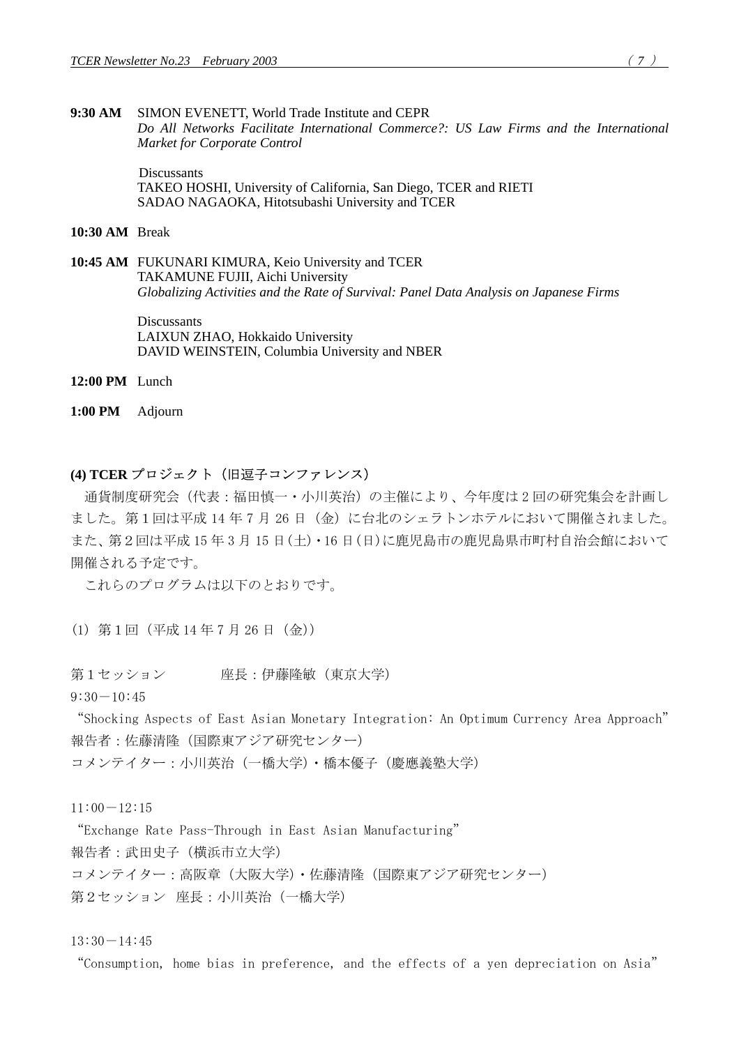**9:30 AM** SIMON EVENETT, World Trade Institute and CEPR
*Do All Networks Facilitate International Commerce?: US Law Firms and the International Market for Corporate Control*

Discussants
TAKEO HOSHI, University of California, San Diego, TCER and RIETI
SADAO NAGAOKA, Hitotsubashi University and TCER

**10:30 AM** Break

**10:45 AM** FUKUNARI KIMURA, Keio University and TCER
TAKAMUNE FUJII, Aichi University
*Globalizing Activities and the Rate of Survival: Panel Data Analysis on Japanese Firms*

Discussants
LAIXUN ZHAO, Hokkaido University
DAVID WEINSTEIN, Columbia University and NBER

**12:00 PM** Lunch

**1:00 PM** Adjourn

### (4) TCER プロジェクト（旧逗子コンファレンス）

通貨制度研究会（代表：福田慎一・小川英治）の主催により、今年度は 2 回の研究集会を計画しました。第 1 回は平成 14 年 7 月 26 日（金）に台北のシェラトンホテルにおいて開催されました。また、第 2 回は平成 15 年 3 月 15 日(土)・16 日(日)に鹿児島市の鹿児島県市町村自治会館において開催される予定です。

これらのプログラムは以下のとおりです。

(1) 第 1 回（平成 14 年 7 月 26 日（金））

第１セッション　　　座長：伊藤隆敏（東京大学）

9:30－10:45

“Shocking Aspects of East Asian Monetary Integration: An Optimum Currency Area Approach”

報告者：佐藤清隆（国際東アジア研究センター）

コメンテイター：小川英治（一橋大学）・橋本優子（慶應義塾大学）

11:00－12:15

“Exchange Rate Pass-Through in East Asian Manufacturing”

報告者：武田史子（横浜市立大学）

コメンテイター：高阪章（大阪大学）・佐藤清隆（国際東アジア研究センター）

第２セッション　座長：小川英治（一橋大学）

13:30－14:45

“Consumption, home bias in preference, and the effects of a yen depreciation on Asia”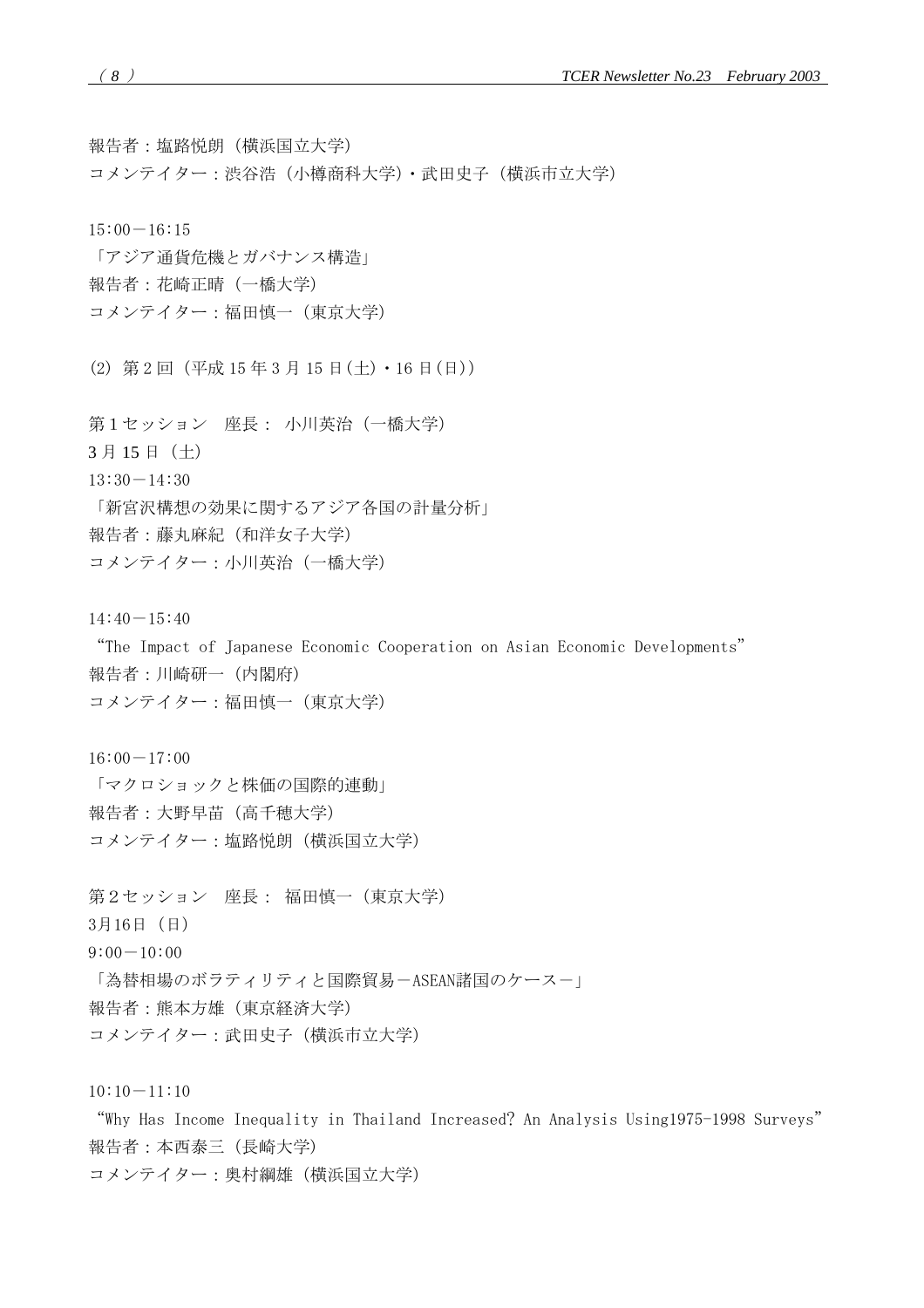報告者：塩路悦朗（横浜国立大学）
コメンテイター：渋谷浩（小樽商科大学）・武田史子（横浜市立大学）

15:00－16:15
「アジア通貨危機とガバナンス構造」
報告者：花崎正晴（一橋大学）
コメンテイター：福田慎一（東京大学）

(2) 第2回（平成15年3月15日(土)・16日(日)）

第1セッション　座長： 小川英治（一橋大学）
3月15日（土）
13:30－14:30
「新宮沢構想の効果に関するアジア各国の計量分析」
報告者：藤丸麻紀（和洋女子大学）
コメンテイター：小川英治（一橋大学）

14:40－15:40
"The Impact of Japanese Economic Cooperation on Asian Economic Developments"
報告者：川崎研一（内閣府）
コメンテイター：福田慎一（東京大学）

16:00－17:00
「マクロショックと株価の国際的連動」
報告者：大野早苗（高千穂大学）
コメンテイター：塩路悦朗（横浜国立大学）

第2セッション　座長： 福田慎一（東京大学）
3月16日（日）
9:00－10:00
「為替相場のボラティリティと国際貿易－ASEAN諸国のケース－」
報告者：熊本方雄（東京経済大学）
コメンテイター：武田史子（横浜市立大学）

10:10－11:10
"Why Has Income Inequality in Thailand Increased? An Analysis Using1975-1998 Surveys"
報告者：本西泰三（長崎大学）
コメンテイター：奥村綱雄（横浜国立大学）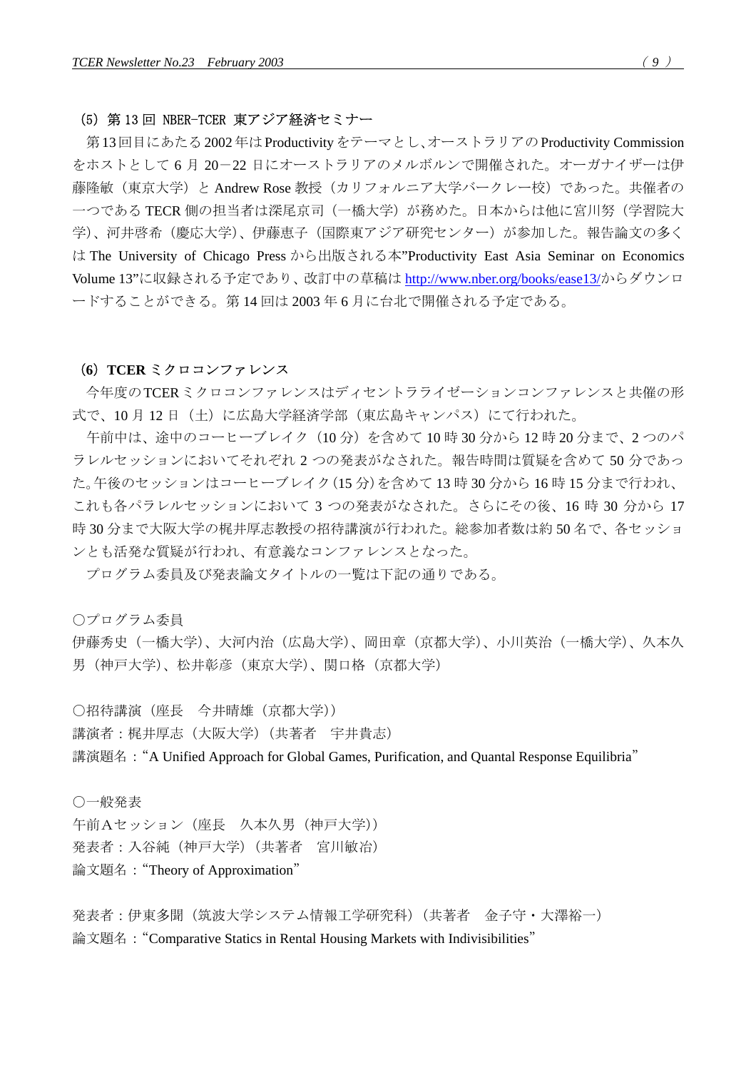### (5) 第 13 回 NBER-TCER 東アジア経済セミナー

第13回目にあたる2002年はProductivityをテーマとし、オーストラリアのProductivity Commissionをホストとして 6 月 20－22 日にオーストラリアのメルボルンで開催された。オーガナイザーは伊藤隆敏（東京大学）と Andrew Rose 教授（カリフォルニア大学バークレー校）であった。共催者の一つである TECR 側の担当者は深尾京司（一橋大学）が務めた。日本からは他に宮川努（学習院大学）、河井啓希（慶応大学）、伊藤恵子（国際東アジア研究センター）が参加した。報告論文の多くは The University of Chicago Press から出版される本"Productivity East Asia Seminar on Economics Volume 13"に収録される予定であり、改訂中の草稿は http://www.nber.org/books/ease13/からダウンロードすることができる。第 14 回は 2003 年 6 月に台北で開催される予定である。

### (6) TCER ミクロコンファレンス

今年度のTCERミクロコンファレンスはディセントラライゼーションコンファレンスと共催の形式で、10 月 12 日（土）に広島大学経済学部（東広島キャンパス）にて行われた。

午前中は、途中のコーヒーブレイク（10 分）を含めて 10 時 30 分から 12 時 20 分まで、2 つのパラレルセッションにおいてそれぞれ 2 つの発表がなされた。報告時間は質疑を含めて 50 分であった。午後のセッションはコーヒーブレイク（15 分）を含めて 13 時 30 分から 16 時 15 分まで行われ、これも各パラレルセッションにおいて 3 つの発表がなされた。さらにその後、16 時 30 分から 17 時 30 分まで大阪大学の梶井厚志教授の招待講演が行われた。総参加者数は約 50 名で、各セッションとも活発な質疑が行われ、有意義なコンファレンスとなった。

プログラム委員及び発表論文タイトルの一覧は下記の通りである。

○プログラム委員

伊藤秀史（一橋大学）、大河内治（広島大学）、岡田章（京都大学）、小川英治（一橋大学）、久本久男（神戸大学）、松井彰彦（東京大学）、関口格（京都大学）

○招待講演（座長　今井晴雄（京都大学））

講演者：梶井厚志（大阪大学）（共著者　宇井貴志）

講演題名："A Unified Approach for Global Games, Purification, and Quantal Response Equilibria"

○一般発表

午前Aセッション（座長　久本久男（神戸大学））

発表者：入谷純（神戸大学）（共著者　宮川敏治）

論文題名："Theory of Approximation"

発表者：伊東多聞（筑波大学システム情報工学研究科）（共著者　金子守・大澤裕一）

論文題名："Comparative Statics in Rental Housing Markets with Indivisibilities"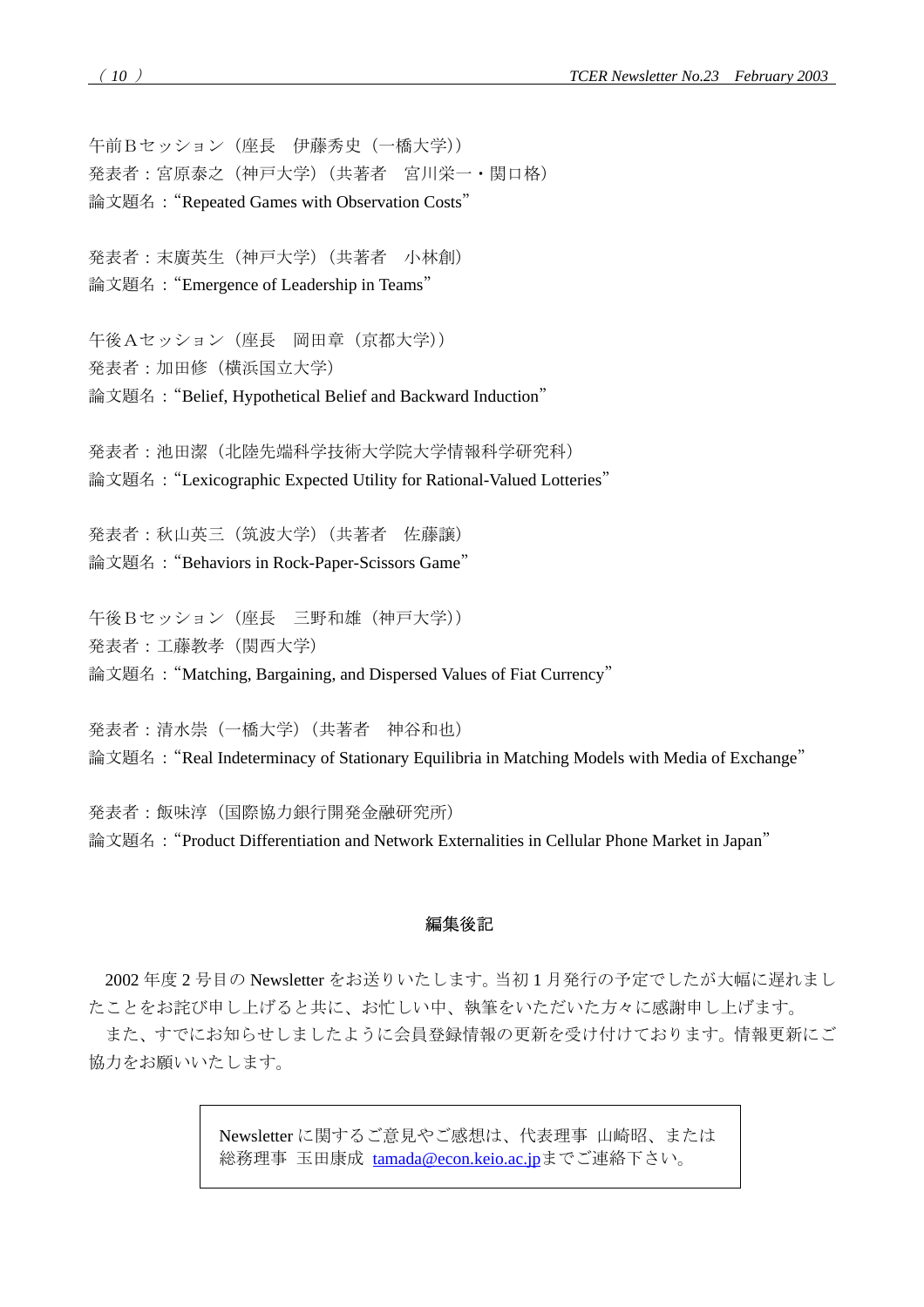午前Ｂセッション（座長　伊藤秀史（一橋大学））
発表者：宮原泰之（神戸大学）（共著者　宮川栄一・関口格）
論文題名："Repeated Games with Observation Costs"

発表者：末廣英生（神戸大学）（共著者　小林創）
論文題名："Emergence of Leadership in Teams"

午後Ａセッション（座長　岡田章（京都大学））
発表者：加田修（横浜国立大学）
論文題名："Belief, Hypothetical Belief and Backward Induction"

発表者：池田潔（北陸先端科学技術大学院大学情報科学研究科）
論文題名："Lexicographic Expected Utility for Rational-Valued Lotteries"

発表者：秋山英三（筑波大学）（共著者　佐藤譲）
論文題名："Behaviors in Rock-Paper-Scissors Game"

午後Ｂセッション（座長　三野和雄（神戸大学））
発表者：工藤教孝（関西大学）
論文題名："Matching, Bargaining, and Dispersed Values of Fiat Currency"

発表者：清水崇（一橋大学）（共著者　神谷和也）
論文題名："Real Indeterminacy of Stationary Equilibria in Matching Models with Media of Exchange"

発表者：飯味淳（国際協力銀行開発金融研究所）
論文題名："Product Differentiation and Network Externalities in Cellular Phone Market in Japan"

## 編集後記

2002 年度 2 号目の Newsletter をお送りいたします。当初 1 月発行の予定でしたが大幅に遅れましたことをお詫び申し上げると共に、お忙しい中、執筆をいただいた方々に感謝申し上げます。

また、すでにお知らせしましたように会員登録情報の更新を受け付けております。情報更新にご協力をお願いいたします。

Newsletter に関するご意見やご感想は、代表理事 山崎昭、または総務理事 玉田康成 tamada@econ.keio.ac.jpまでご連絡下さい。